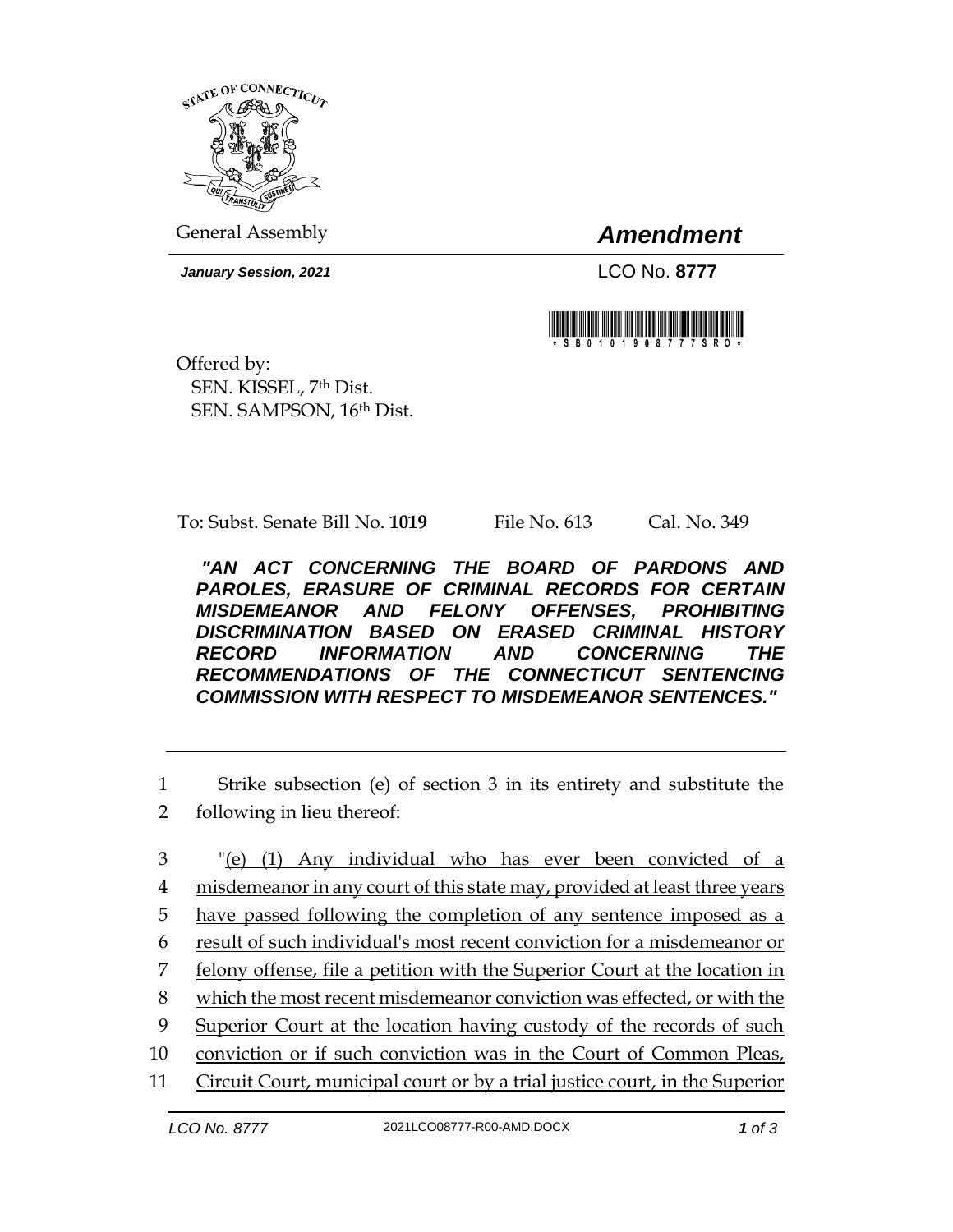General Assembly

# *Amendment*

***January Session, 2021***

LCO No. **8777**

\* SB01019 08777SRO \*

Offered by:
SEN. KISSEL, 7th Dist.
SEN. SAMPSON, 16th Dist.

To: Subst. Senate Bill No. **1019** File No. 613 Cal. No. 349

***"AN ACT CONCERNING THE BOARD OF PARDONS AND PAROLES, ERASURE OF CRIMINAL RECORDS FOR CERTAIN MISDEMEANOR AND FELONY OFFENSES, PROHIBITING DISCRIMINATION BASED ON ERASED CRIMINAL HISTORY RECORD INFORMATION AND CONCERNING THE RECOMMENDATIONS OF THE CONNECTICUT SENTENCING COMMISSION WITH RESPECT TO MISDEMEANOR SENTENCES."***

---

1 Strike subsection (e) of section 3 in its entirety and substitute the
2 following in lieu thereof:

3 "<u>(e) (1) Any individual who has ever been convicted of a</u>
4 <u>misdemeanor in any court of this state may, provided at least three years</u>
5 <u>have passed following the completion of any sentence imposed as a</u>
6 <u>result of such individual's most recent conviction for a misdemeanor or</u>
7 <u>felony offense, file a petition with the Superior Court at the location in</u>
8 <u>which the most recent misdemeanor conviction was effected, or with the</u>
9 <u>Superior Court at the location having custody of the records of such</u>
10 <u>conviction or if such conviction was in the Court of Common Pleas,</u>
11 <u>Circuit Court, municipal court or by a trial justice court, in the Superior</u>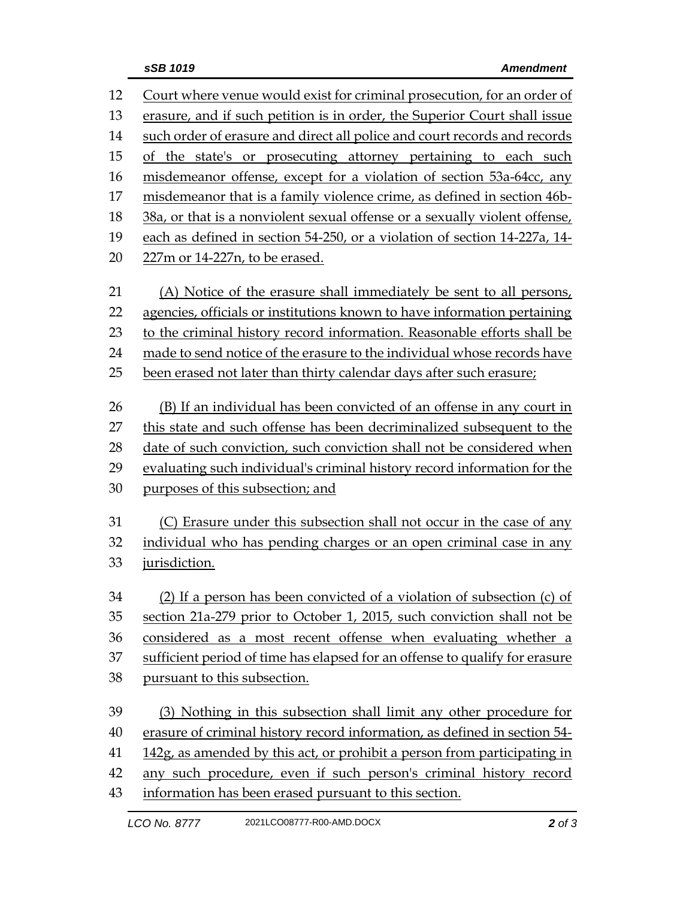Court where venue would exist for criminal prosecution, for an order of erasure, and if such petition is in order, the Superior Court shall issue such order of erasure and direct all police and court records and records of the state's or prosecuting attorney pertaining to each such misdemeanor offense, except for a violation of section 53a-64cc, any misdemeanor that is a family violence crime, as defined in section 46b-38a, or that is a nonviolent sexual offense or a sexually violent offense, each as defined in section 54-250, or a violation of section 14-227a, 14-227m or 14-227n, to be erased.

(A) Notice of the erasure shall immediately be sent to all persons, agencies, officials or institutions known to have information pertaining to the criminal history record information. Reasonable efforts shall be made to send notice of the erasure to the individual whose records have been erased not later than thirty calendar days after such erasure;

(B) If an individual has been convicted of an offense in any court in this state and such offense has been decriminalized subsequent to the date of such conviction, such conviction shall not be considered when evaluating such individual's criminal history record information for the purposes of this subsection; and

(C) Erasure under this subsection shall not occur in the case of any individual who has pending charges or an open criminal case in any jurisdiction.

(2) If a person has been convicted of a violation of subsection (c) of section 21a-279 prior to October 1, 2015, such conviction shall not be considered as a most recent offense when evaluating whether a sufficient period of time has elapsed for an offense to qualify for erasure pursuant to this subsection.

(3) Nothing in this subsection shall limit any other procedure for erasure of criminal history record information, as defined in section 54-142g, as amended by this act, or prohibit a person from participating in any such procedure, even if such person's criminal history record information has been erased pursuant to this section.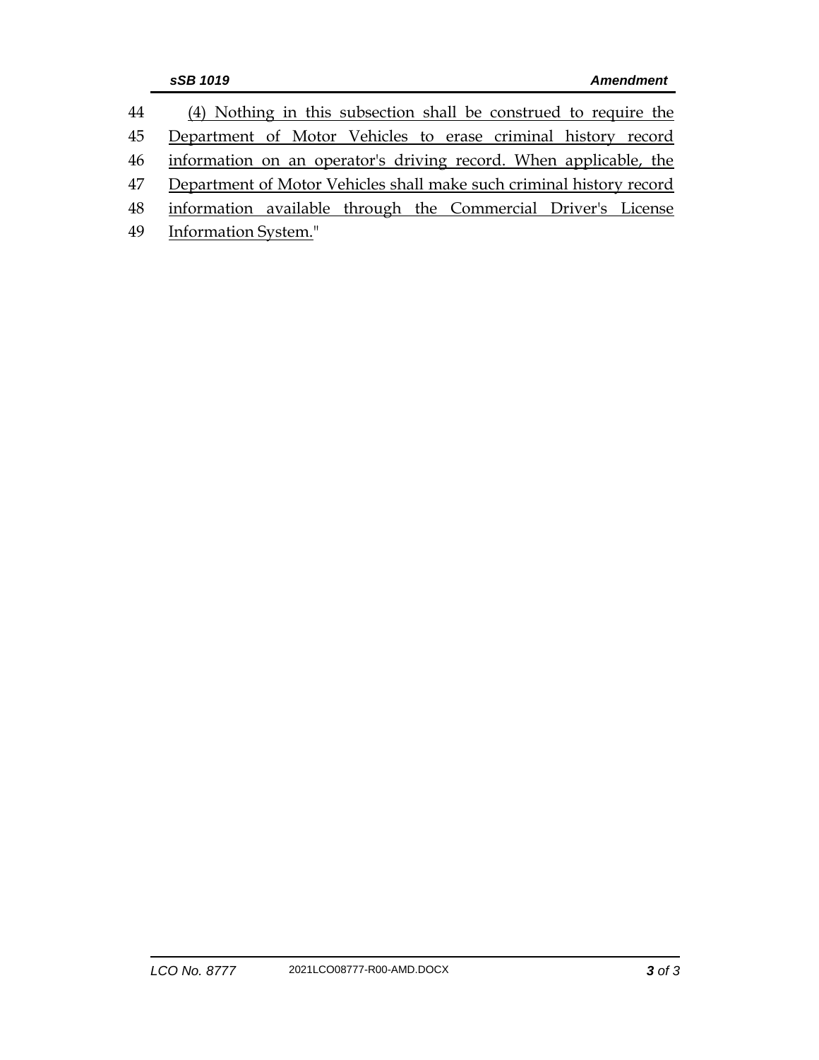(4) Nothing in this subsection shall be construed to require the Department of Motor Vehicles to erase criminal history record information on an operator's driving record. When applicable, the Department of Motor Vehicles shall make such criminal history record information available through the Commercial Driver's License Information System."